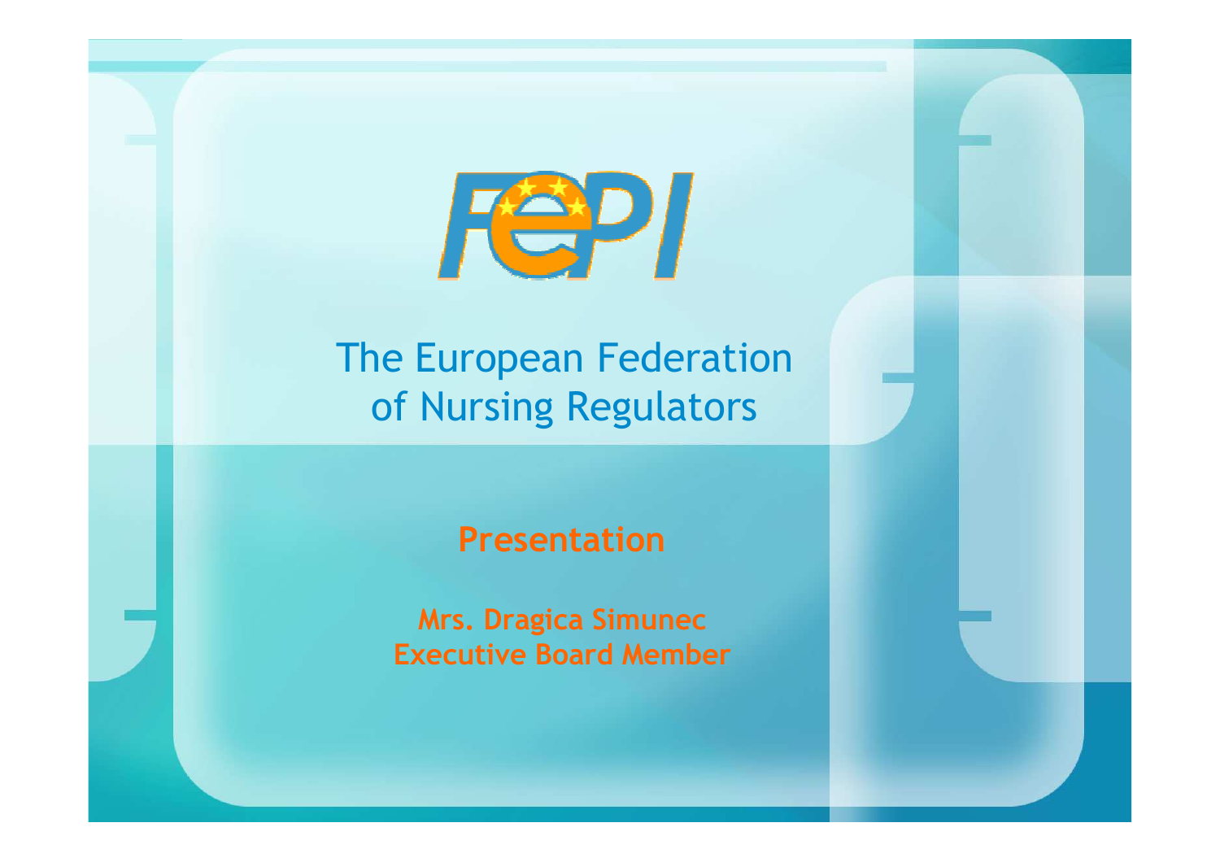FEPI

# The European Federation of Nursing Regulators

## Presentation

**Mrs. Dragica Simunec**
**Executive Board Member**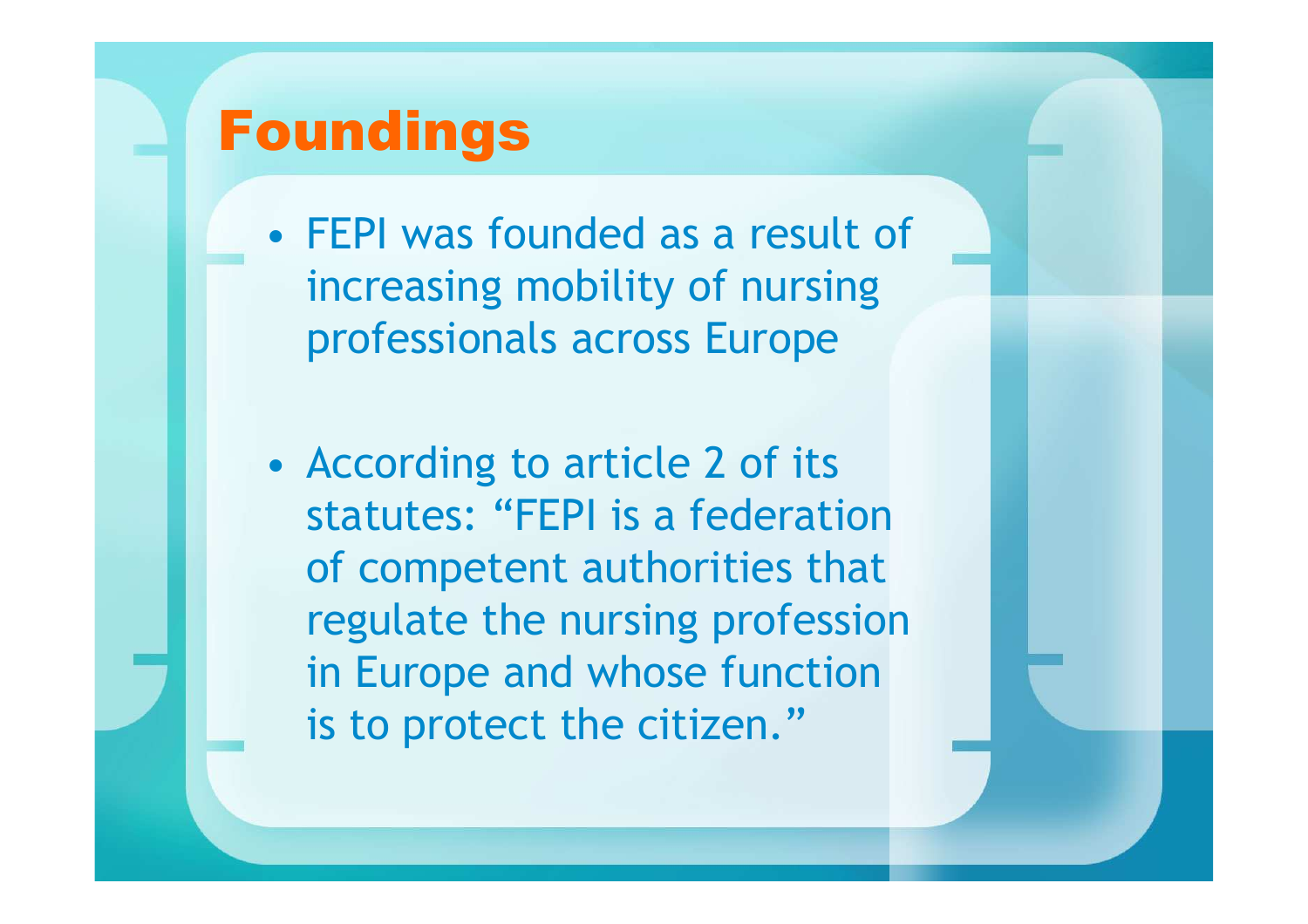# Foundings

- FEPI was founded as a result of increasing mobility of nursing professionals across Europe

- According to article 2 of its statutes: “FEPI is a federation of competent authorities that regulate the nursing profession in Europe and whose function is to protect the citizen.”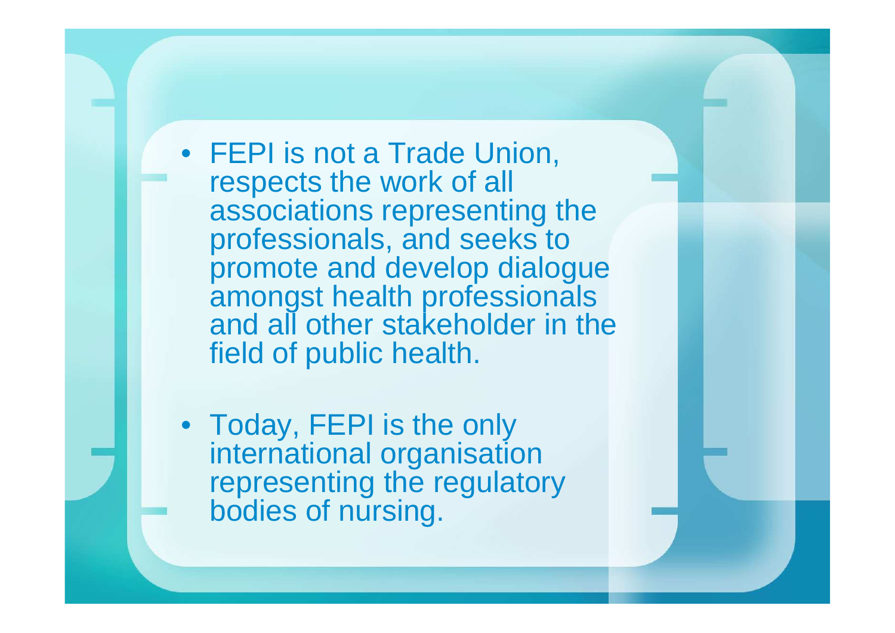- FEPI is not a Trade Union, respects the work of all associations representing the professionals, and seeks to promote and develop dialogue amongst health professionals and all other stakeholder in the field of public health.

- Today, FEPI is the only international organisation representing the regulatory bodies of nursing.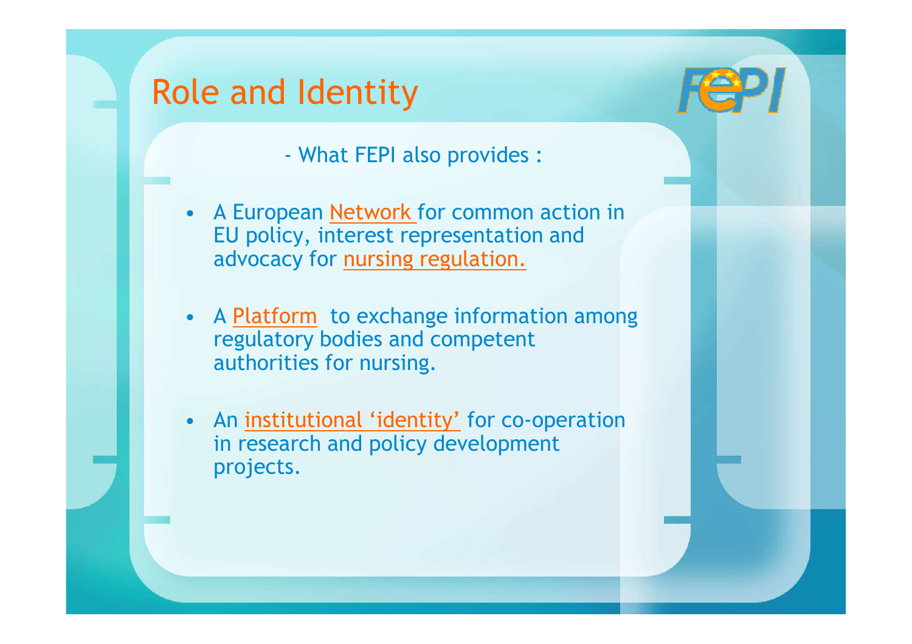# Role and Identity

- What FEPI also provides :

- A European Network for common action in EU policy, interest representation and advocacy for nursing regulation.
- A Platform to exchange information among regulatory bodies and competent authorities for nursing.
- An institutional 'identity' for co-operation in research and policy development projects.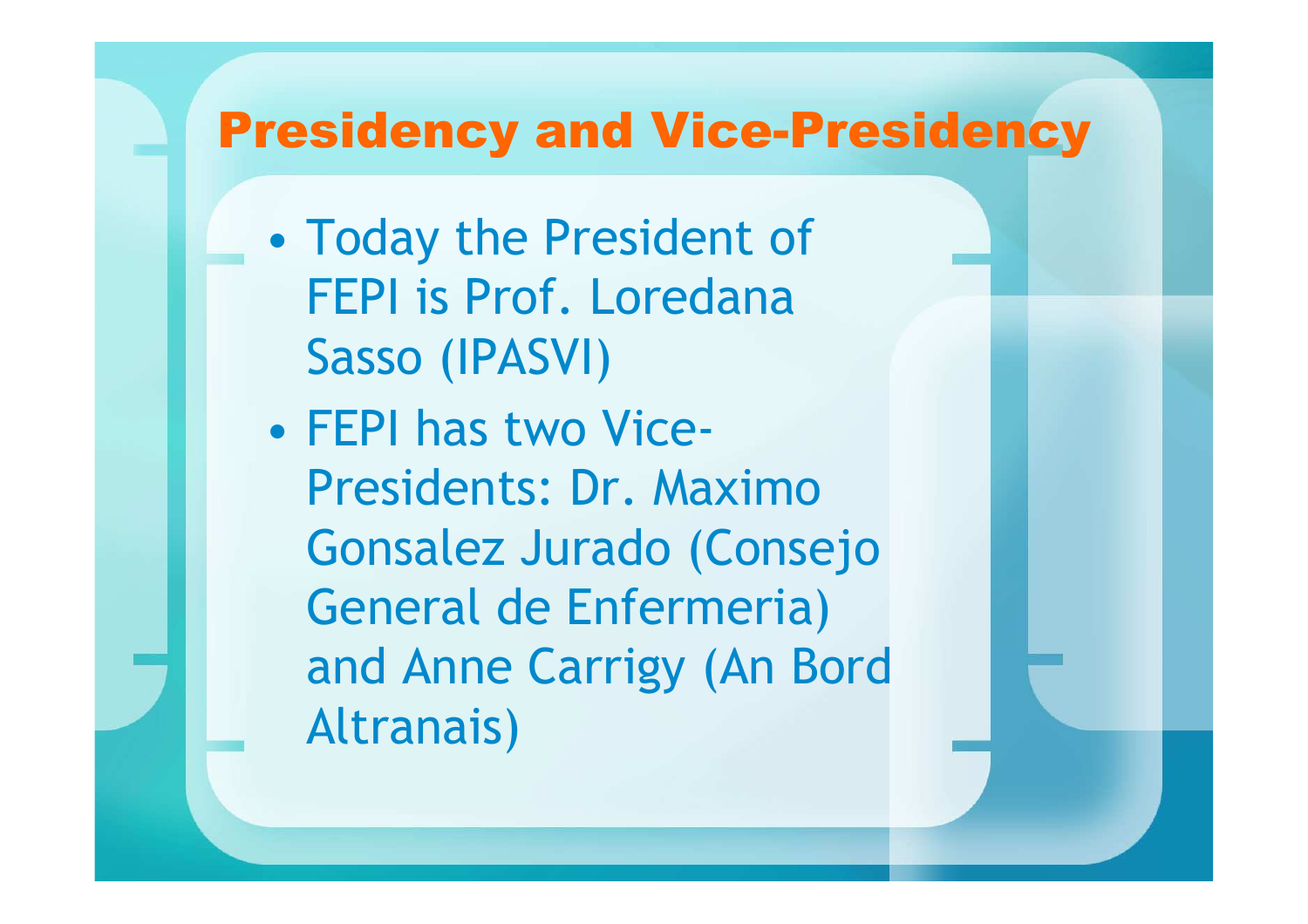# Presidency and Vice-Presidency

- Today the President of FEPI is Prof. Loredana Sasso (IPASVI)
- FEPI has two Vice-Presidents: Dr. Maximo Gonsalez Jurado (Consejo General de Enfermeria) and Anne Carrigy (An Bord Altranais)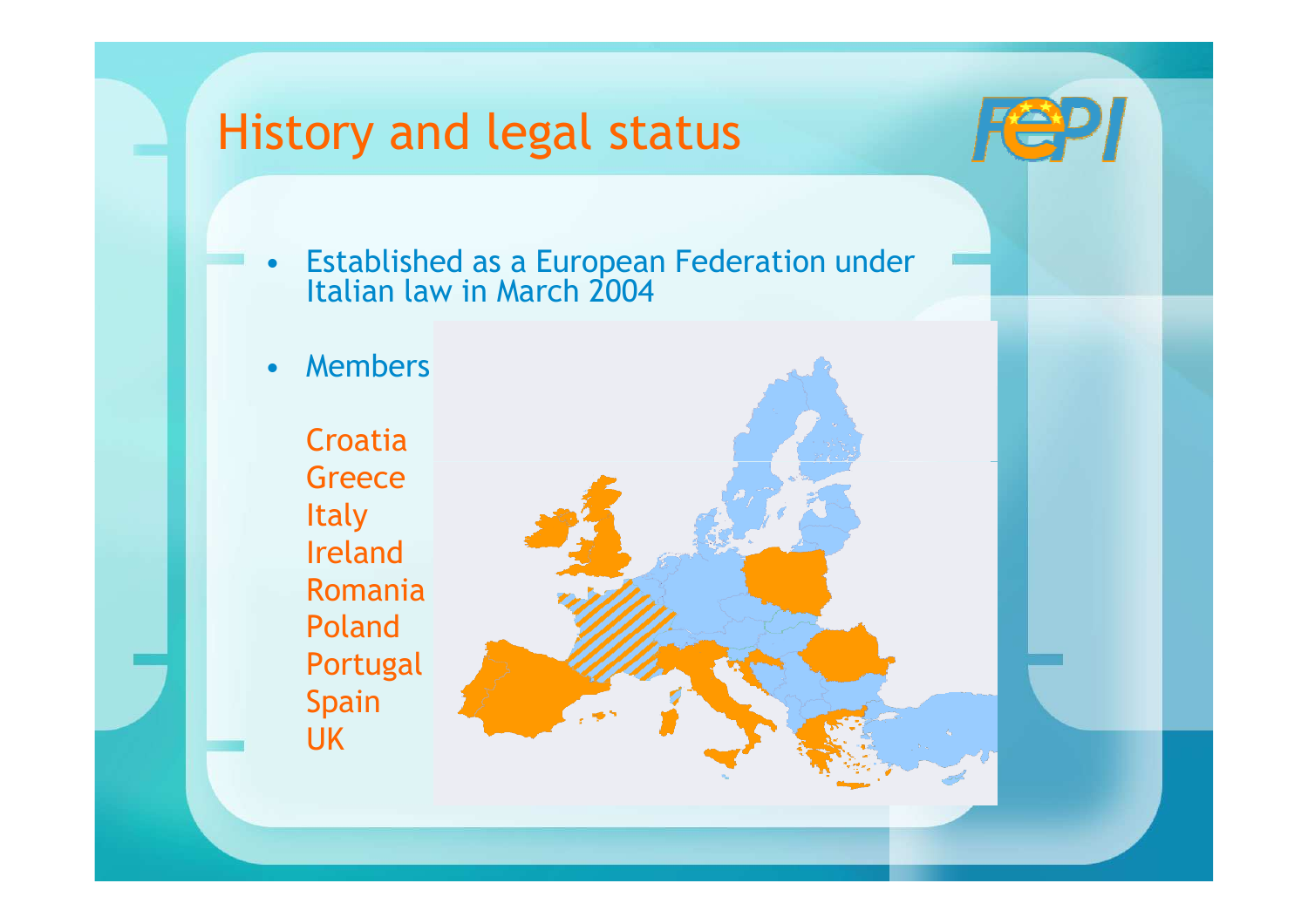# History and legal status

- Established as a European Federation under Italian law in March 2004
- Members

  Croatia
  Greece
  Italy
  Ireland
  Romania
  Poland
  Portugal
  Spain
  UK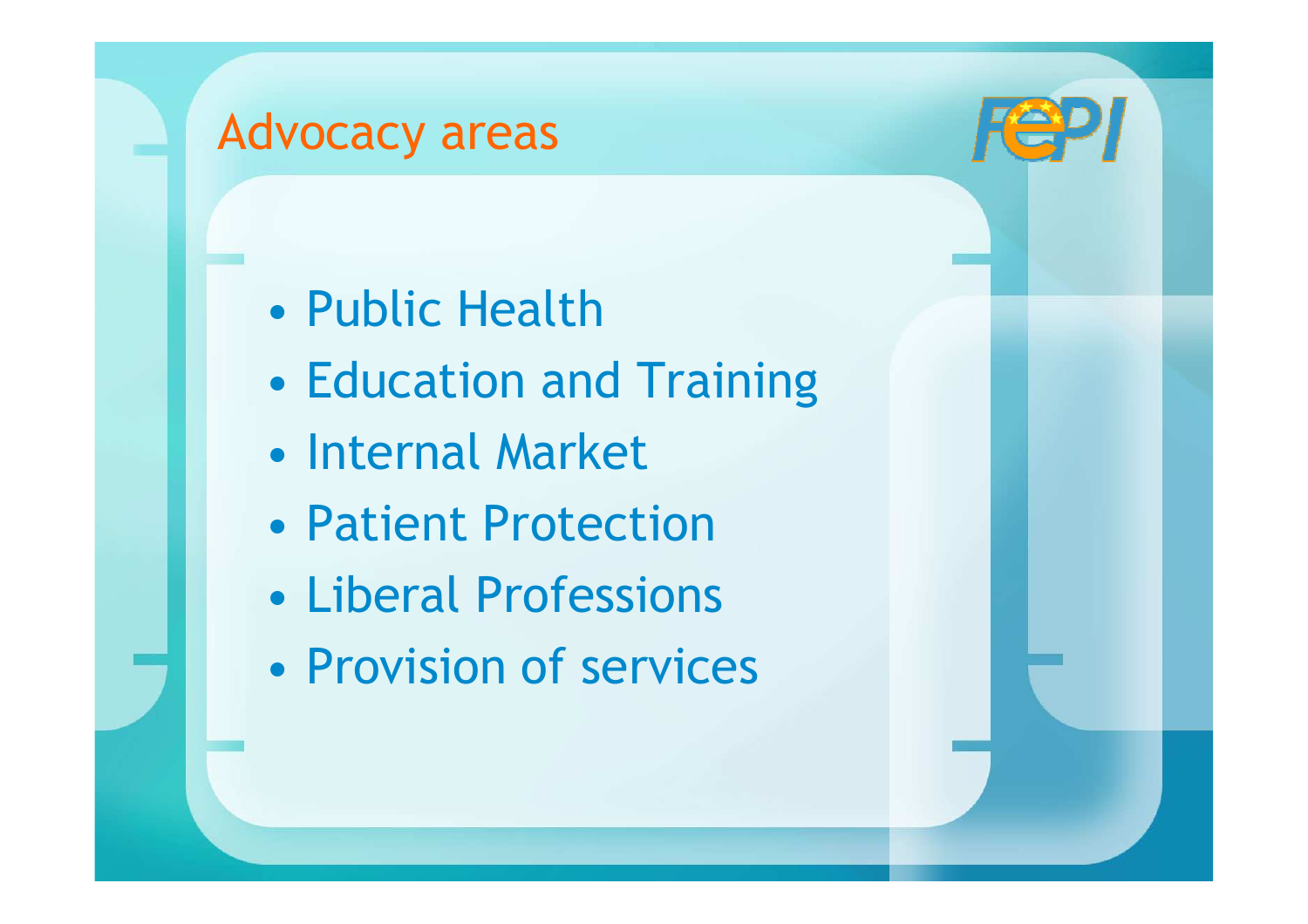## Advocacy areas

- Public Health
- Education and Training
- Internal Market
- Patient Protection
- Liberal Professions
- Provision of services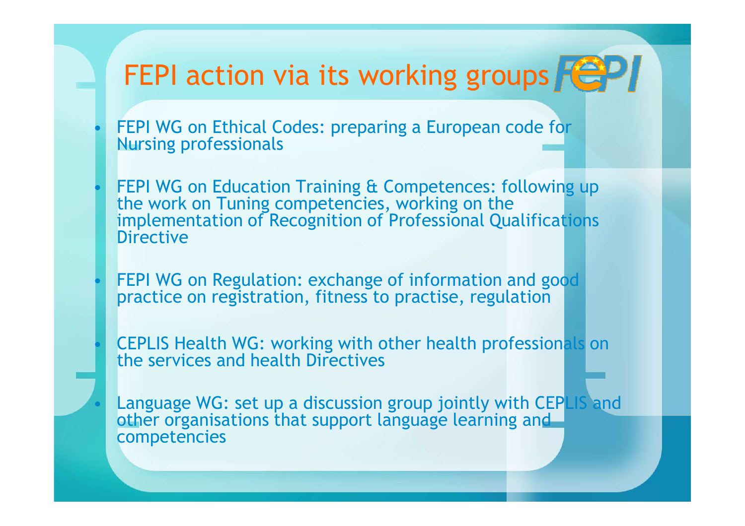# FEPI action via its working groups

- FEPI WG on Ethical Codes: preparing a European code for Nursing professionals

- FEPI WG on Education Training & Competences: following up the work on Tuning competencies, working on the implementation of Recognition of Professional Qualifications Directive

- FEPI WG on Regulation: exchange of information and good practice on registration, fitness to practise, regulation

- CEPLIS Health WG: working with other health professionals on the services and health Directives

- Language WG: set up a discussion group jointly with CEPLIS and other organisations that support language learning and competencies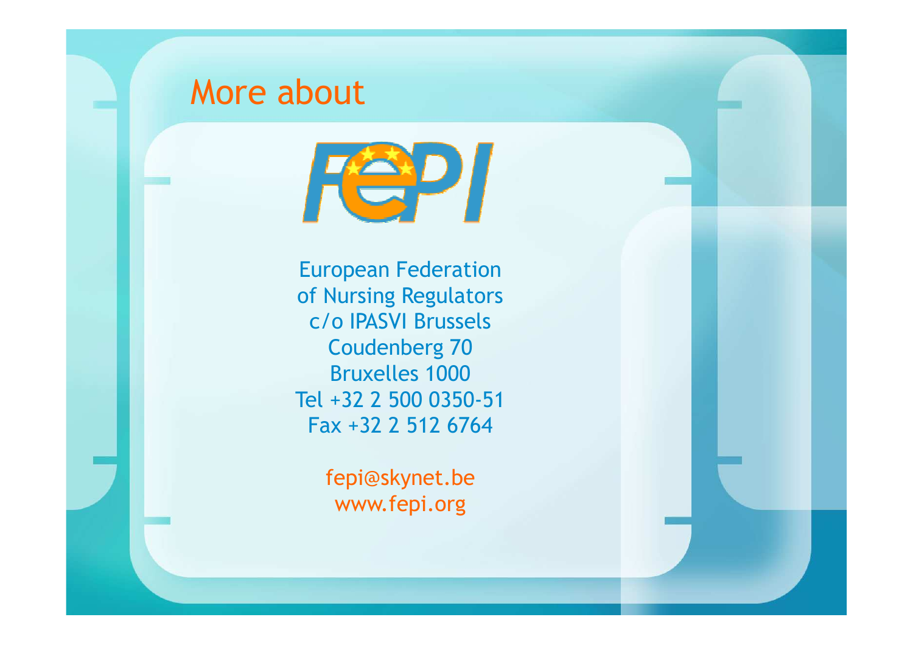# More about

FePI

European Federation
of Nursing Regulators
c/o IPASVI Brussels
Coudenberg 70
Bruxelles 1000
Tel +32 2 500 0350-51
Fax +32 2 512 6764

fepi@skynet.be
www.fepi.org